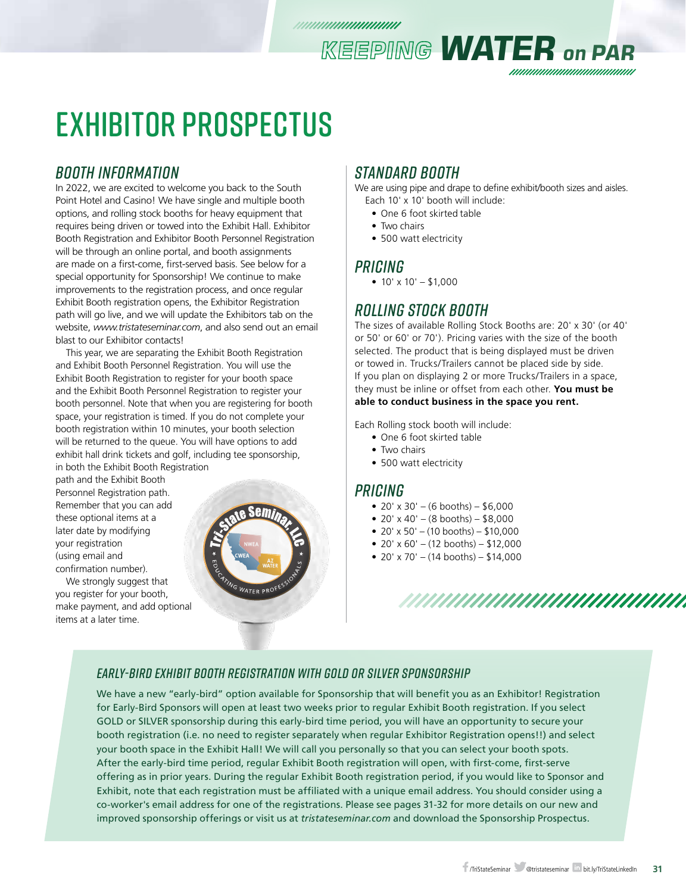# EXHIBITOR PROSPECTUS

## BOOTH INFORMATION

In 2022, we are excited to welcome you back to the South Point Hotel and Casino! We have single and multiple booth options, and rolling stock booths for heavy equipment that requires being driven or towed into the Exhibit Hall. Exhibitor Booth Registration and Exhibitor Booth Personnel Registration will be through an online portal, and booth assignments are made on a first-come, first-served basis. See below for a special opportunity for Sponsorship! We continue to make improvements to the registration process, and once regular Exhibit Booth registration opens, the Exhibitor Registration path will go live, and we will update the Exhibitors tab on the website, *www.tristateseminar.com*, and also send out an email blast to our Exhibitor contacts!

This year, we are separating the Exhibit Booth Registration and Exhibit Booth Personnel Registration. You will use the Exhibit Booth Registration to register for your booth space and the Exhibit Booth Personnel Registration to register your booth personnel. Note that when you are registering for booth space, your registration is timed. If you do not complete your booth registration within 10 minutes, your booth selection will be returned to the queue. You will have options to add exhibit hall drink tickets and golf, including tee sponsorship, in both the Exhibit Booth Registration path and the Exhibit Booth Personnel Registration path. Remember that you can add these optional items at a later date by modifying your registration (using email and confirmation number).

We strongly suggest that you register for your booth, make payment, and add optional items at a later time.

## STANDARD BOOTH

We are using pipe and drape to define exhibit/booth sizes and aisles. Each 10' x 10' booth will include:

- One 6 foot skirted table
- Two chairs
- 500 watt electricity

## PRICING

- 10' x 10' – $1,000

## ROLLING STOCK BOOTH

The sizes of available Rolling Stock Booths are: 20' x 30' (or 40' or 50' or 60' or 70'). Pricing varies with the size of the booth selected. The product that is being displayed must be driven or towed in. Trucks/Trailers cannot be placed side by side. If you plan on displaying 2 or more Trucks/Trailers in a space, they must be inline or offset from each other. **You must be able to conduct business in the space you rent.**

Each Rolling stock booth will include:

- One 6 foot skirted table
- Two chairs
- 500 watt electricity

## PRICING

- 20' x 30' – (6 booths) – $6,000
- 20' x 40' – (8 booths) – $8,000
- 20' x 50' – (10 booths) – $10,000
- 20' x 60' – (12 booths) – $12,000
- 20' x 70' – (14 booths) – $14,000

### EARLY-BIRD EXHIBIT BOOTH REGISTRATION WITH GOLD OR SILVER SPONSORSHIP

We have a new "early-bird" option available for Sponsorship that will benefit you as an Exhibitor! Registration for Early-Bird Sponsors will open at least two weeks prior to regular Exhibit Booth registration. If you select GOLD or SILVER sponsorship during this early-bird time period, you will have an opportunity to secure your booth registration (i.e. no need to register separately when regular Exhibitor Registration opens!!) and select your booth space in the Exhibit Hall! We will call you personally so that you can select your booth spots. After the early-bird time period, regular Exhibit Booth registration will open, with first-come, first-serve offering as in prior years. During the regular Exhibit Booth registration period, if you would like to Sponsor and Exhibit, note that each registration must be affiliated with a unique email address. You should consider using a co-worker's email address for one of the registrations. Please see pages 31-32 for more details on our new and improved sponsorship offerings or visit us at *tristateseminar.com* and download the Sponsorship Prospectus.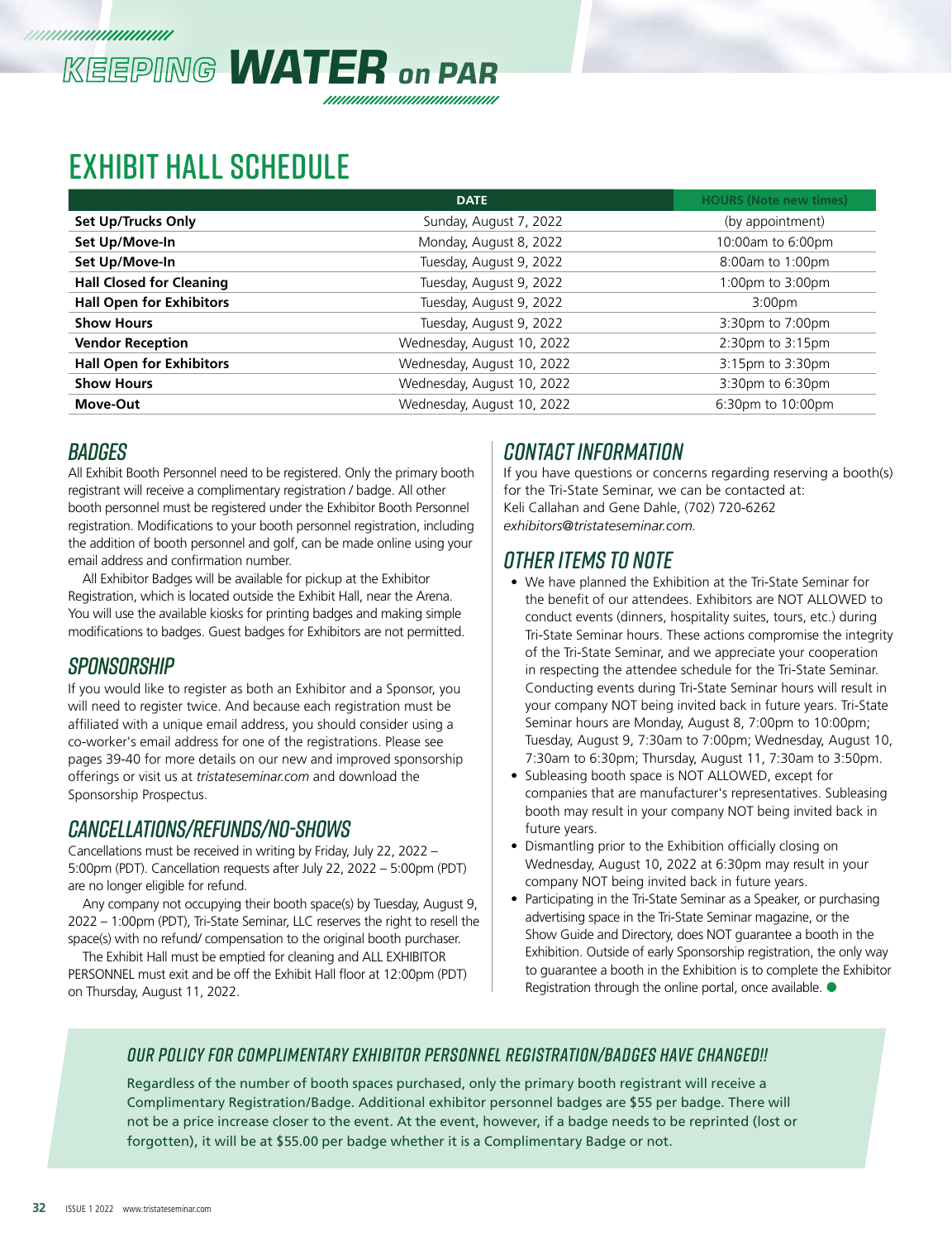KEEPING **WATER** on PAR

# EXHIBIT HALL SCHEDULE

| | DATE | HOURS (Note new times) |
|---|---|---|
| **Set Up/Trucks Only** | Sunday, August 7, 2022 | (by appointment) |
| **Set Up/Move-In** | Monday, August 8, 2022 | 10:00am to 6:00pm |
| **Set Up/Move-In** | Tuesday, August 9, 2022 | 8:00am to 1:00pm |
| **Hall Closed for Cleaning** | Tuesday, August 9, 2022 | 1:00pm to 3:00pm |
| **Hall Open for Exhibitors** | Tuesday, August 9, 2022 | 3:00pm |
| **Show Hours** | Tuesday, August 9, 2022 | 3:30pm to 7:00pm |
| **Vendor Reception** | Wednesday, August 10, 2022 | 2:30pm to 3:15pm |
| **Hall Open for Exhibitors** | Wednesday, August 10, 2022 | 3:15pm to 3:30pm |
| **Show Hours** | Wednesday, August 10, 2022 | 3:30pm to 6:30pm |
| **Move-Out** | Wednesday, August 10, 2022 | 6:30pm to 10:00pm |

## BADGES

All Exhibit Booth Personnel need to be registered. Only the primary booth registrant will receive a complimentary registration / badge. All other booth personnel must be registered under the Exhibitor Booth Personnel registration. Modifications to your booth personnel registration, including the addition of booth personnel and golf, can be made online using your email address and confirmation number.

All Exhibitor Badges will be available for pickup at the Exhibitor Registration, which is located outside the Exhibit Hall, near the Arena. You will use the available kiosks for printing badges and making simple modifications to badges. Guest badges for Exhibitors are not permitted.

## SPONSORSHIP

If you would like to register as both an Exhibitor and a Sponsor, you will need to register twice. And because each registration must be affiliated with a unique email address, you should consider using a co-worker's email address for one of the registrations. Please see pages 39-40 for more details on our new and improved sponsorship offerings or visit us at *tristateseminar.com* and download the Sponsorship Prospectus.

## CANCELLATIONS/REFUNDS/NO-SHOWS

Cancellations must be received in writing by Friday, July 22, 2022 – 5:00pm (PDT). Cancellation requests after July 22, 2022 – 5:00pm (PDT) are no longer eligible for refund.

Any company not occupying their booth space(s) by Tuesday, August 9, 2022 – 1:00pm (PDT), Tri-State Seminar, LLC reserves the right to resell the space(s) with no refund/ compensation to the original booth purchaser.

The Exhibit Hall must be emptied for cleaning and ALL EXHIBITOR PERSONNEL must exit and be off the Exhibit Hall floor at 12:00pm (PDT) on Thursday, August 11, 2022.

## CONTACT INFORMATION

If you have questions or concerns regarding reserving a booth(s) for the Tri-State Seminar, we can be contacted at:
Keli Callahan and Gene Dahle, (702) 720-6262
*exhibitors@tristateseminar.com.*

## OTHER ITEMS TO NOTE

- We have planned the Exhibition at the Tri-State Seminar for the benefit of our attendees. Exhibitors are NOT ALLOWED to conduct events (dinners, hospitality suites, tours, etc.) during Tri-State Seminar hours. These actions compromise the integrity of the Tri-State Seminar, and we appreciate your cooperation in respecting the attendee schedule for the Tri-State Seminar. Conducting events during Tri-State Seminar hours will result in your company NOT being invited back in future years. Tri-State Seminar hours are Monday, August 8, 7:00pm to 10:00pm; Tuesday, August 9, 7:30am to 7:00pm; Wednesday, August 10, 7:30am to 6:30pm; Thursday, August 11, 7:30am to 3:50pm.
- Subleasing booth space is NOT ALLOWED, except for companies that are manufacturer's representatives. Subleasing booth may result in your company NOT being invited back in future years.
- Dismantling prior to the Exhibition officially closing on Wednesday, August 10, 2022 at 6:30pm may result in your company NOT being invited back in future years.
- Participating in the Tri-State Seminar as a Speaker, or purchasing advertising space in the Tri-State Seminar magazine, or the Show Guide and Directory, does NOT guarantee a booth in the Exhibition. Outside of early Sponsorship registration, the only way to guarantee a booth in the Exhibition is to complete the Exhibitor Registration through the online portal, once available.

### OUR POLICY FOR COMPLIMENTARY EXHIBITOR PERSONNEL REGISTRATION/BADGES HAVE CHANGED!!

Regardless of the number of booth spaces purchased, only the primary booth registrant will receive a Complimentary Registration/Badge. Additional exhibitor personnel badges are $55 per badge. There will not be a price increase closer to the event. At the event, however, if a badge needs to be reprinted (lost or forgotten), it will be at $55.00 per badge whether it is a Complimentary Badge or not.